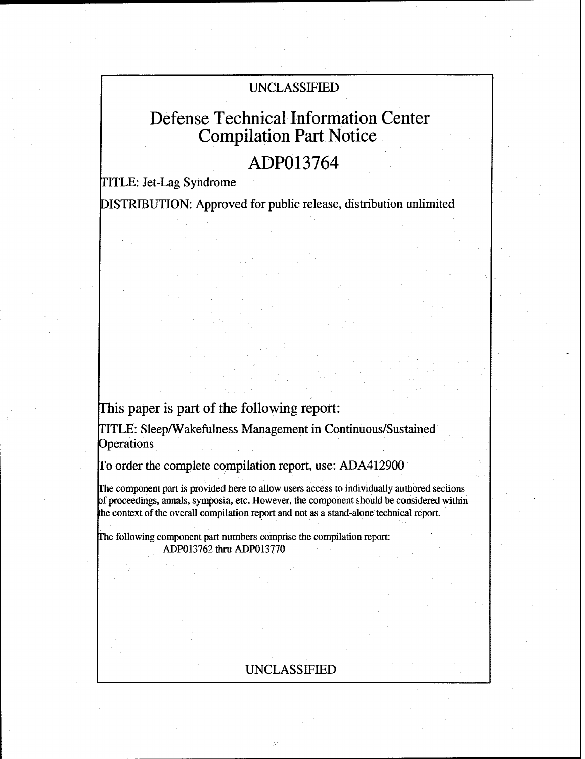UNCLASSIFIED

# Defense Technical Information Center Compilation Part Notice

## ADP013764

TITLE: Jet-Lag Syndrome

DISTRIBUTION: Approved for public release, distribution unlimited

This paper is part of the following report:

TITLE: Sleep/Wakefulness Management in Continuous/Sustained Operations

To order the complete compilation report, use: ADA412900

The component part is provided here to allow users access to individually authored sections of proceedings, annals, symposia, etc. However, the component should be considered within the context of the overall compilation report and not as a stand-alone technical report.

The following component part numbers comprise the compilation report:
ADP013762 thru ADP013770

UNCLASSIFIED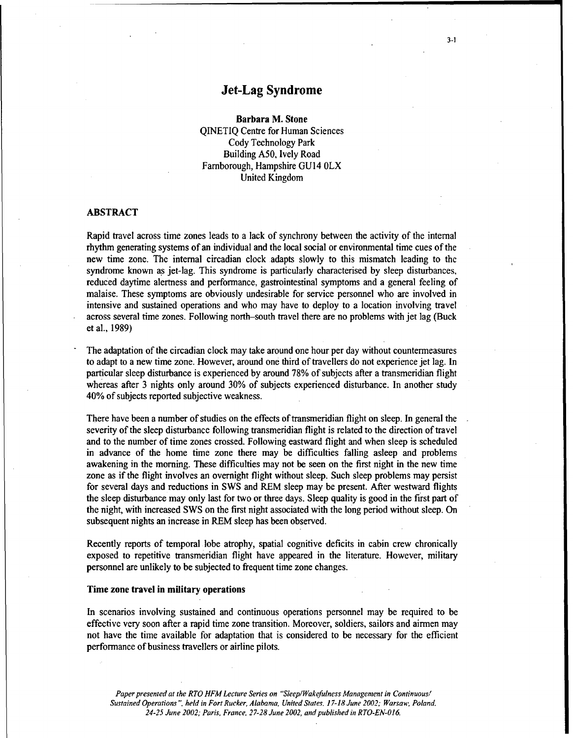# Jet-Lag Syndrome

**Barbara M. Stone**
QINETIQ Centre for Human Sciences
Cody Technology Park
Building A50, Ively Road
Farnborough, Hampshire GU14 0LX
United Kingdom

## ABSTRACT

Rapid travel across time zones leads to a lack of synchrony between the activity of the internal rhythm generating systems of an individual and the local social or environmental time cues of the new time zone. The internal circadian clock adapts slowly to this mismatch leading to the syndrome known as jet-lag. This syndrome is particularly characterised by sleep disturbances, reduced daytime alertness and performance, gastrointestinal symptoms and a general feeling of malaise. These symptoms are obviously undesirable for service personnel who are involved in intensive and sustained operations and who may have to deploy to a location involving travel across several time zones. Following north–south travel there are no problems with jet lag (Buck et al., 1989)

The adaptation of the circadian clock may take around one hour per day without countermeasures to adapt to a new time zone. However, around one third of travellers do not experience jet lag. In particular sleep disturbance is experienced by around 78% of subjects after a transmeridian flight whereas after 3 nights only around 30% of subjects experienced disturbance. In another study 40% of subjects reported subjective weakness.

There have been a number of studies on the effects of transmeridian flight on sleep. In general the severity of the sleep disturbance following transmeridian flight is related to the direction of travel and to the number of time zones crossed. Following eastward flight and when sleep is scheduled in advance of the home time zone there may be difficulties falling asleep and problems awakening in the morning. These difficulties may not be seen on the first night in the new time zone as if the flight involves an overnight flight without sleep. Such sleep problems may persist for several days and reductions in SWS and REM sleep may be present. After westward flights the sleep disturbance may only last for two or three days. Sleep quality is good in the first part of the night, with increased SWS on the first night associated with the long period without sleep. On subsequent nights an increase in REM sleep has been observed.

Recently reports of temporal lobe atrophy, spatial cognitive deficits in cabin crew chronically exposed to repetitive transmeridian flight have appeared in the literature. However, military personnel are unlikely to be subjected to frequent time zone changes.

### Time zone travel in military operations

In scenarios involving sustained and continuous operations personnel may be required to be effective very soon after a rapid time zone transition. Moreover, soldiers, sailors and airmen may not have the time available for adaptation that is considered to be necessary for the efficient performance of business travellers or airline pilots.

*Paper presented at the RTO HFM Lecture Series on "Sleep/Wakefulness Management in Continuous/ Sustained Operations", held in Fort Rucker, Alabama, United States, 17-18 June 2002; Warsaw, Poland, 24-25 June 2002; Paris, France, 27-28 June 2002, and published in RTO-EN-016.*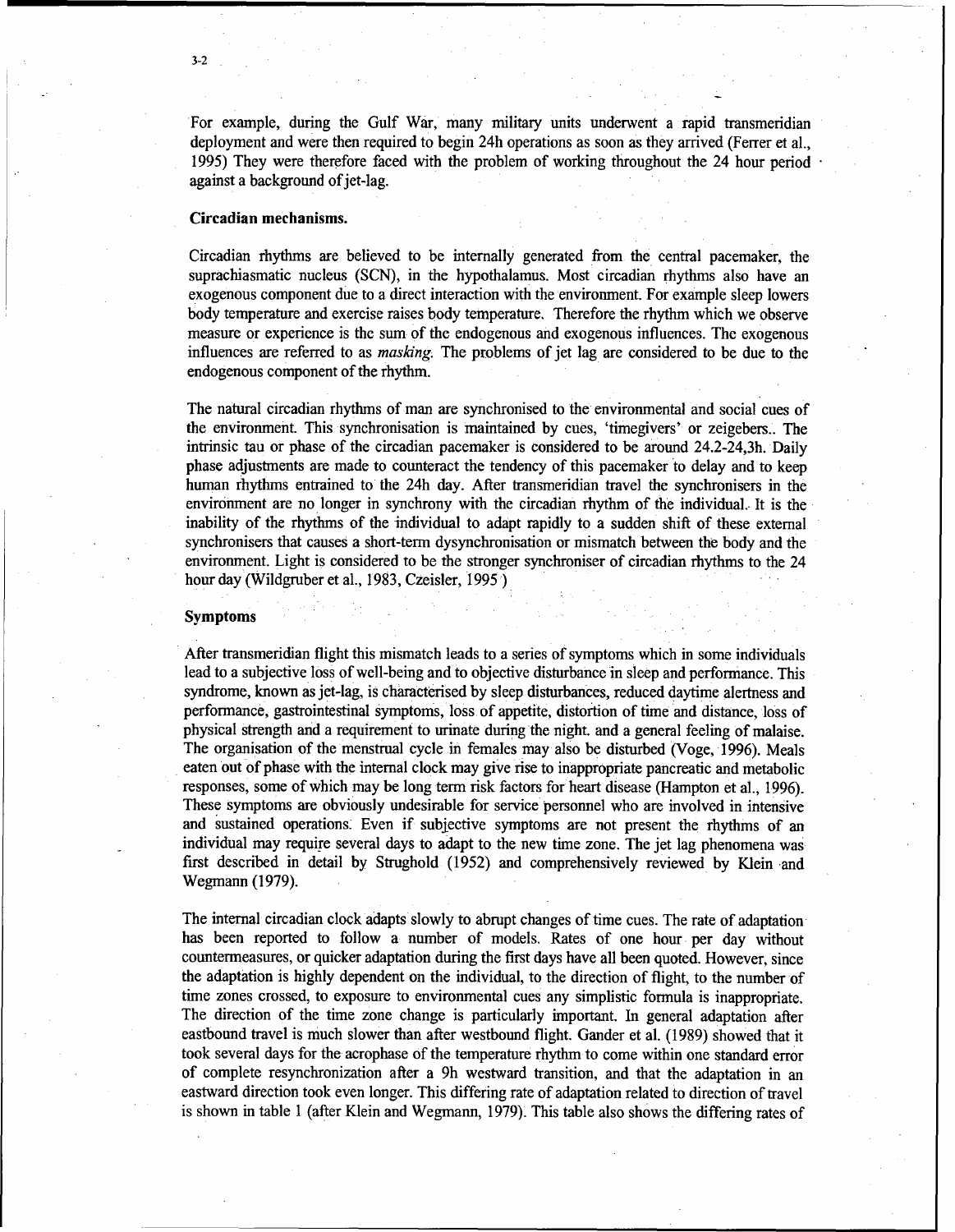For example, during the Gulf War, many military units underwent a rapid transmeridian deployment and were then required to begin 24h operations as soon as they arrived (Ferrer et al., 1995) They were therefore faced with the problem of working throughout the 24 hour period against a background of jet-lag.

### Circadian mechanisms.

Circadian rhythms are believed to be internally generated from the central pacemaker, the suprachiasmatic nucleus (SCN), in the hypothalamus. Most circadian rhythms also have an exogenous component due to a direct interaction with the environment. For example sleep lowers body temperature and exercise raises body temperature. Therefore the rhythm which we observe measure or experience is the sum of the endogenous and exogenous influences. The exogenous influences are referred to as *masking*. The problems of jet lag are considered to be due to the endogenous component of the rhythm.

The natural circadian rhythms of man are synchronised to the environmental and social cues of the environment. This synchronisation is maintained by cues, 'timegivers' or zeigebers.. The intrinsic tau or phase of the circadian pacemaker is considered to be around 24.2-24,3h. Daily phase adjustments are made to counteract the tendency of this pacemaker to delay and to keep human rhythms entrained to the 24h day. After transmeridian travel the synchronisers in the environment are no longer in synchrony with the circadian rhythm of the individual. It is the inability of the rhythms of the individual to adapt rapidly to a sudden shift of these external synchronisers that causes a short-term dysynchronisation or mismatch between the body and the environment. Light is considered to be the stronger synchroniser of circadian rhythms to the 24 hour day (Wildgruber et al., 1983, Czeisler, 1995 )

### Symptoms

After transmeridian flight this mismatch leads to a series of symptoms which in some individuals lead to a subjective loss of well-being and to objective disturbance in sleep and performance. This syndrome, known as jet-lag, is characterised by sleep disturbances, reduced daytime alertness and performance, gastrointestinal symptoms, loss of appetite, distortion of time and distance, loss of physical strength and a requirement to urinate during the night. and a general feeling of malaise. The organisation of the menstrual cycle in females may also be disturbed (Voge, 1996). Meals eaten out of phase with the internal clock may give rise to inappropriate pancreatic and metabolic responses, some of which may be long term risk factors for heart disease (Hampton et al., 1996). These symptoms are obviously undesirable for service personnel who are involved in intensive and sustained operations. Even if subjective symptoms are not present the rhythms of an individual may require several days to adapt to the new time zone. The jet lag phenomena was first described in detail by Strughold (1952) and comprehensively reviewed by Klein and Wegmann (1979).

The internal circadian clock adapts slowly to abrupt changes of time cues. The rate of adaptation has been reported to follow a number of models. Rates of one hour per day without countermeasures, or quicker adaptation during the first days have all been quoted. However, since the adaptation is highly dependent on the individual, to the direction of flight, to the number of time zones crossed, to exposure to environmental cues any simplistic formula is inappropriate. The direction of the time zone change is particularly important. In general adaptation after eastbound travel is much slower than after westbound flight. Gander et al. (1989) showed that it took several days for the acrophase of the temperature rhythm to come within one standard error of complete resynchronization after a 9h westward transition, and that the adaptation in an eastward direction took even longer. This differing rate of adaptation related to direction of travel is shown in table 1 (after Klein and Wegmann, 1979). This table also shows the differing rates of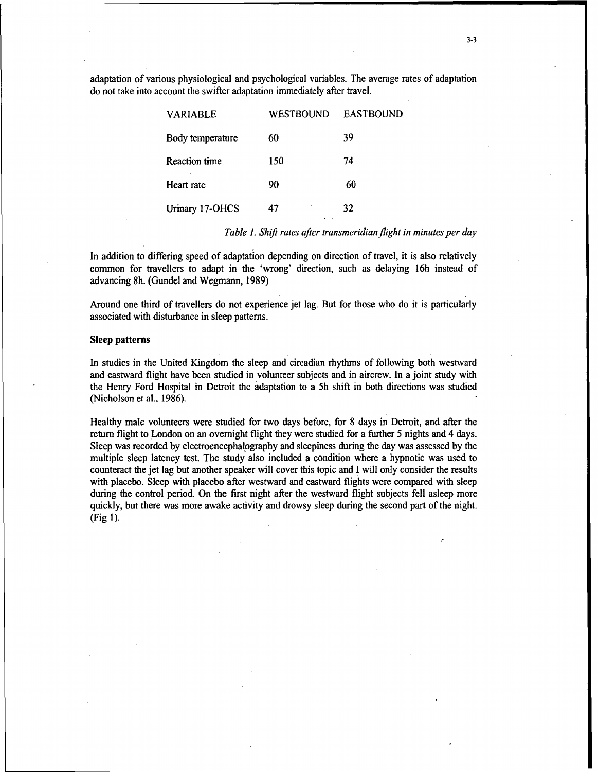adaptation of various physiological and psychological variables. The average rates of adaptation do not take into account the swifter adaptation immediately after travel.

| VARIABLE | WESTBOUND | EASTBOUND |
|---|---|---|
| Body temperature | 60 | 39 |
| Reaction time | 150 | 74 |
| Heart rate | 90 | 60 |
| Urinary 17-OHCS | 47 | 32 |

*Table 1. Shift rates after transmeridian flight in minutes per day*

In addition to differing speed of adaptation depending on direction of travel, it is also relatively common for travellers to adapt in the 'wrong' direction, such as delaying 16h instead of advancing 8h. (Gundel and Wegmann, 1989)

Around one third of travellers do not experience jet lag. But for those who do it is particularly associated with disturbance in sleep patterns.

**Sleep patterns**

In studies in the United Kingdom the sleep and circadian rhythms of following both westward and eastward flight have been studied in volunteer subjects and in aircrew. In a joint study with the Henry Ford Hospital in Detroit the adaptation to a 5h shift in both directions was studied (Nicholson et al., 1986).

Healthy male volunteers were studied for two days before, for 8 days in Detroit, and after the return flight to London on an overnight flight they were studied for a further 5 nights and 4 days. Sleep was recorded by electroencephalography and sleepiness during the day was assessed by the multiple sleep latency test. The study also included a condition where a hypnotic was used to counteract the jet lag but another speaker will cover this topic and I will only consider the results with placebo. Sleep with placebo after westward and eastward flights were compared with sleep during the control period. On the first night after the westward flight subjects fell asleep more quickly, but there was more awake activity and drowsy sleep during the second part of the night. (Fig 1).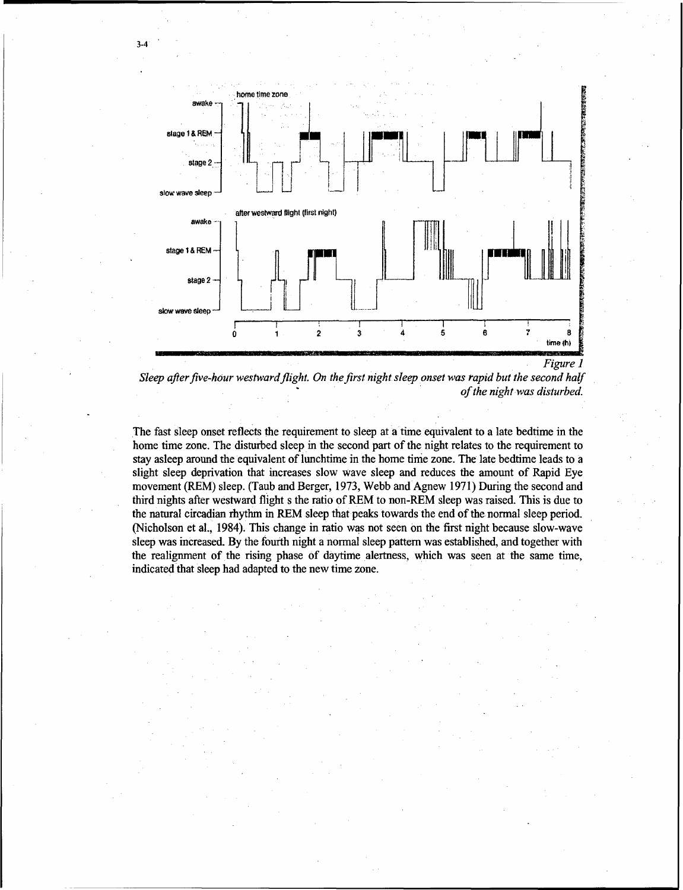*Figure 1*

*Sleep after five-hour westward flight. On the first night sleep onset was rapid but the second half of the night was disturbed.*

The fast sleep onset reflects the requirement to sleep at a time equivalent to a late bedtime in the home time zone. The disturbed sleep in the second part of the night relates to the requirement to stay asleep around the equivalent of lunchtime in the home time zone. The late bedtime leads to a slight sleep deprivation that increases slow wave sleep and reduces the amount of Rapid Eye movement (REM) sleep. (Taub and Berger, 1973, Webb and Agnew 1971) During the second and third nights after westward flight s the ratio of REM to non-REM sleep was raised. This is due to the natural circadian rhythm in REM sleep that peaks towards the end of the normal sleep period. (Nicholson et al., 1984). This change in ratio was not seen on the first night because slow-wave sleep was increased. By the fourth night a normal sleep pattern was established, and together with the realignment of the rising phase of daytime alertness, which was seen at the same time, indicated that sleep had adapted to the new time zone.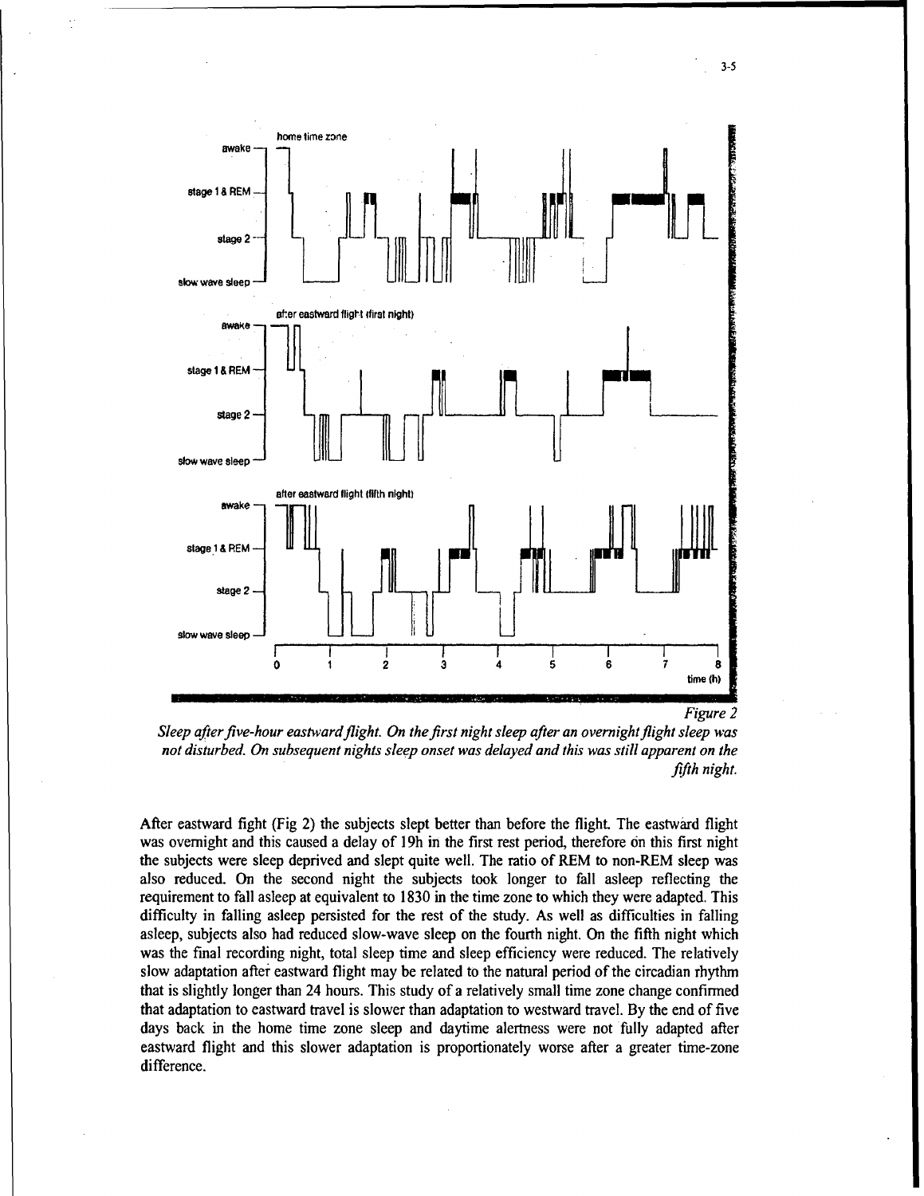*Figure 2*

*Sleep after five-hour eastward flight. On the first night sleep after an overnight flight sleep was not disturbed. On subsequent nights sleep onset was delayed and this was still apparent on the fifth night.*

After eastward fight (Fig 2) the subjects slept better than before the flight. The eastward flight was overnight and this caused a delay of 19h in the first rest period, therefore on this first night the subjects were sleep deprived and slept quite well. The ratio of REM to non-REM sleep was also reduced. On the second night the subjects took longer to fall asleep reflecting the requirement to fall asleep at equivalent to 1830 in the time zone to which they were adapted. This difficulty in falling asleep persisted for the rest of the study. As well as difficulties in falling asleep, subjects also had reduced slow-wave sleep on the fourth night. On the fifth night which was the final recording night, total sleep time and sleep efficiency were reduced. The relatively slow adaptation after eastward flight may be related to the natural period of the circadian rhythm that is slightly longer than 24 hours. This study of a relatively small time zone change confirmed that adaptation to eastward travel is slower than adaptation to westward travel. By the end of five days back in the home time zone sleep and daytime alertness were not fully adapted after eastward flight and this slower adaptation is proportionately worse after a greater time-zone difference.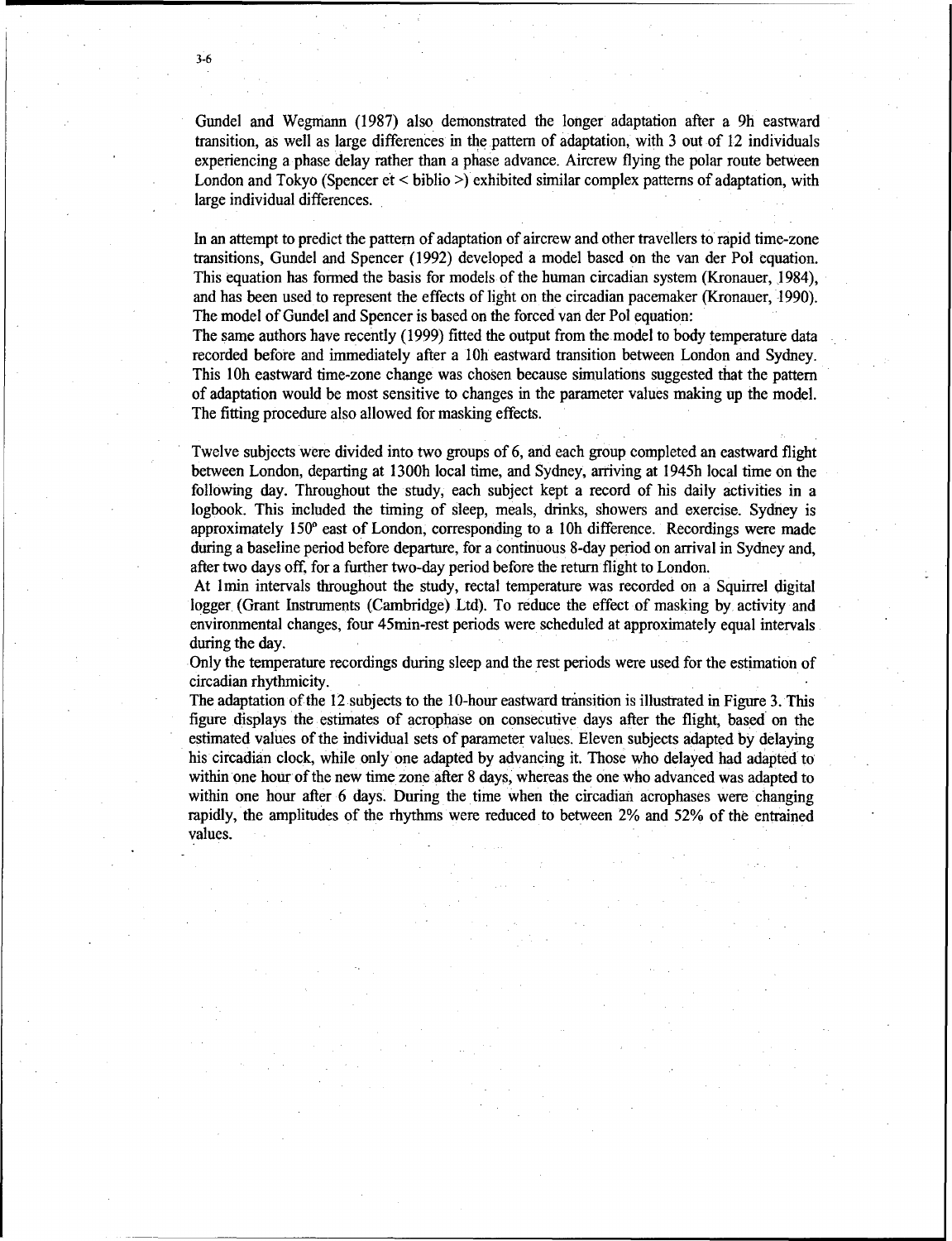Gundel and Wegmann (1987) also demonstrated the longer adaptation after a 9h eastward transition, as well as large differences in the pattern of adaptation, with 3 out of 12 individuals experiencing a phase delay rather than a phase advance. Aircrew flying the polar route between London and Tokyo (Spencer et < biblio >) exhibited similar complex patterns of adaptation, with large individual differences.

In an attempt to predict the pattern of adaptation of aircrew and other travellers to rapid time-zone transitions, Gundel and Spencer (1992) developed a model based on the van der Pol equation. This equation has formed the basis for models of the human circadian system (Kronauer, 1984), and has been used to represent the effects of light on the circadian pacemaker (Kronauer, 1990). The model of Gundel and Spencer is based on the forced van der Pol equation:

The same authors have recently (1999) fitted the output from the model to body temperature data recorded before and immediately after a 10h eastward transition between London and Sydney. This 10h eastward time-zone change was chosen because simulations suggested that the pattern of adaptation would be most sensitive to changes in the parameter values making up the model. The fitting procedure also allowed for masking effects.

Twelve subjects were divided into two groups of 6, and each group completed an eastward flight between London, departing at 1300h local time, and Sydney, arriving at 1945h local time on the following day. Throughout the study, each subject kept a record of his daily activities in a logbook. This included the timing of sleep, meals, drinks, showers and exercise. Sydney is approximately 150° east of London, corresponding to a 10h difference. Recordings were made during a baseline period before departure, for a continuous 8-day period on arrival in Sydney and, after two days off, for a further two-day period before the return flight to London.

At 1min intervals throughout the study, rectal temperature was recorded on a Squirrel digital logger (Grant Instruments (Cambridge) Ltd). To reduce the effect of masking by activity and environmental changes, four 45min-rest periods were scheduled at approximately equal intervals during the day.

Only the temperature recordings during sleep and the rest periods were used for the estimation of circadian rhythmicity.

The adaptation of the 12 subjects to the 10-hour eastward transition is illustrated in Figure 3. This figure displays the estimates of acrophase on consecutive days after the flight, based on the estimated values of the individual sets of parameter values. Eleven subjects adapted by delaying his circadian clock, while only one adapted by advancing it. Those who delayed had adapted to within one hour of the new time zone after 8 days, whereas the one who advanced was adapted to within one hour after 6 days. During the time when the circadian acrophases were changing rapidly, the amplitudes of the rhythms were reduced to between 2% and 52% of the entrained values.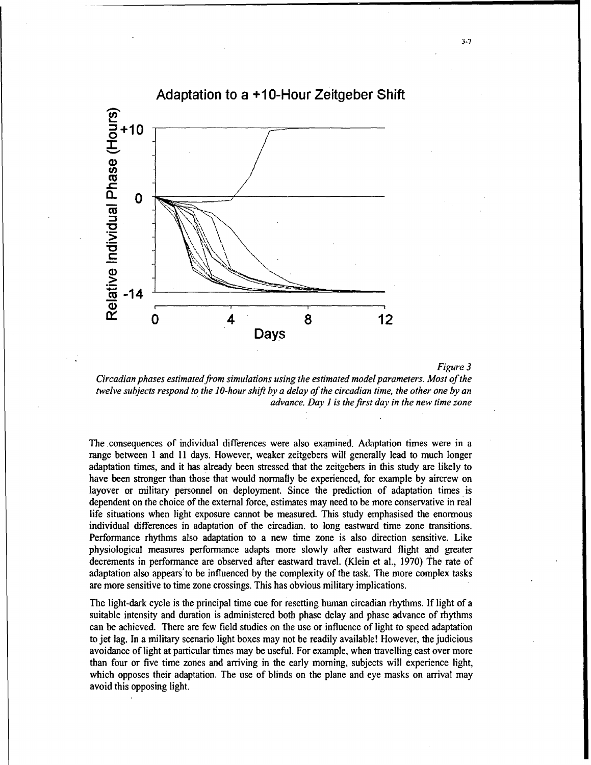*Figure 3*

*Circadian phases estimated from simulations using the estimated model parameters. Most of the twelve subjects respond to the 10-hour shift by a delay of the circadian time, the other one by an advance. Day 1 is the first day in the new time zone*

The consequences of individual differences were also examined. Adaptation times were in a range between 1 and 11 days. However, weaker zeitgebers will generally lead to much longer adaptation times, and it has already been stressed that the zeitgebers in this study are likely to have been stronger than those that would normally be experienced, for example by aircrew on layover or military personnel on deployment. Since the prediction of adaptation times is dependent on the choice of the external force, estimates may need to be more conservative in real life situations when light exposure cannot be measured. This study emphasised the enormous individual differences in adaptation of the circadian. to long eastward time zone transitions. Performance rhythms also adaptation to a new time zone is also direction sensitive. Like physiological measures performance adapts more slowly after eastward flight and greater decrements in performance are observed after eastward travel. (Klein et al., 1970) The rate of adaptation also appears to be influenced by the complexity of the task. The more complex tasks are more sensitive to time zone crossings. This has obvious military implications.

The light-dark cycle is the principal time cue for resetting human circadian rhythms. If light of a suitable intensity and duration is administered both phase delay and phase advance of rhythms can be achieved. There are few field studies on the use or influence of light to speed adaptation to jet lag. In a military scenario light boxes may not be readily available! However, the judicious avoidance of light at particular times may be useful. For example, when travelling east over more than four or five time zones and arriving in the early morning, subjects will experience light, which opposes their adaptation. The use of blinds on the plane and eye masks on arrival may avoid this opposing light.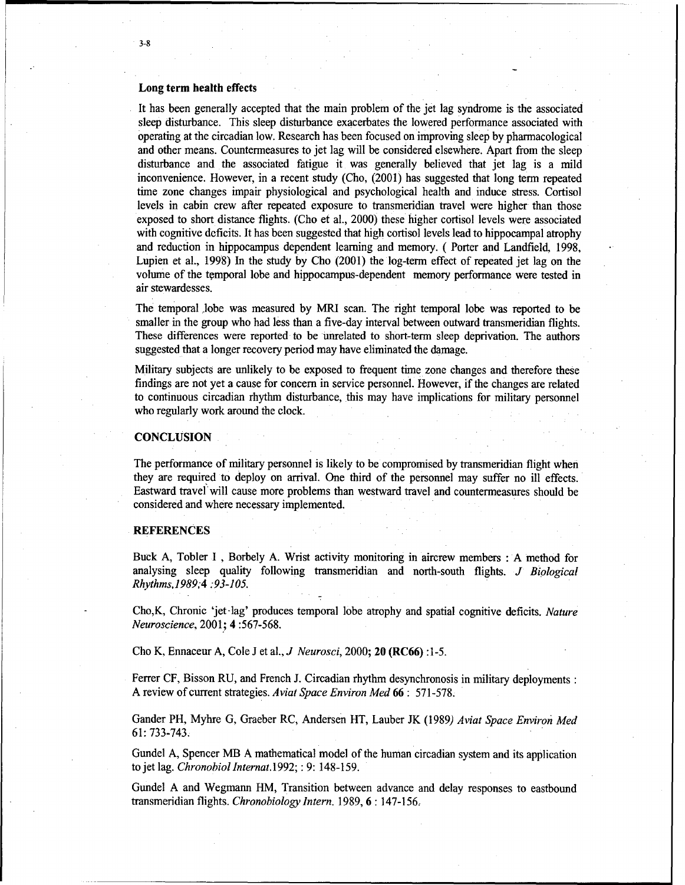### Long term health effects

It has been generally accepted that the main problem of the jet lag syndrome is the associated sleep disturbance. This sleep disturbance exacerbates the lowered performance associated with operating at the circadian low. Research has been focused on improving sleep by pharmacological and other means. Countermeasures to jet lag will be considered elsewhere. Apart from the sleep disturbance and the associated fatigue it was generally believed that jet lag is a mild inconvenience. However, in a recent study (Cho, (2001) has suggested that long term repeated time zone changes impair physiological and psychological health and induce stress. Cortisol levels in cabin crew after repeated exposure to transmeridian travel were higher than those exposed to short distance flights. (Cho et al., 2000) these higher cortisol levels were associated with cognitive deficits. It has been suggested that high cortisol levels lead to hippocampal atrophy and reduction in hippocampus dependent learning and memory. ( Porter and Landfield, 1998, Lupien et al., 1998) In the study by Cho (2001) the log-term effect of repeated jet lag on the volume of the temporal lobe and hippocampus-dependent memory performance were tested in air stewardesses.

The temporal lobe was measured by MRI scan. The right temporal lobe was reported to be smaller in the group who had less than a five-day interval between outward transmeridian flights. These differences were reported to be unrelated to short-term sleep deprivation. The authors suggested that a longer recovery period may have eliminated the damage.

Military subjects are unlikely to be exposed to frequent time zone changes and therefore these findings are not yet a cause for concern in service personnel. However, if the changes are related to continuous circadian rhythm disturbance, this may have implications for military personnel who regularly work around the clock.

## CONCLUSION

The performance of military personnel is likely to be compromised by transmeridian flight when they are required to deploy on arrival. One third of the personnel may suffer no ill effects. Eastward travel will cause more problems than westward travel and countermeasures should be considered and where necessary implemented.

## REFERENCES

Buck A, Tobler I , Borbely A. Wrist activity monitoring in aircrew members : A method for analysing sleep quality following transmeridian and north-south flights. *J Biological Rhythms,1989;4 :93-105.*

Cho,K, Chronic 'jet-lag' produces temporal lobe atrophy and spatial cognitive deficits. *Nature Neuroscience*, 2001; **4** :567-568.

Cho K, Ennaceur A, Cole J et al., *J Neurosci*, 2000; **20 (RC66)** :1-5.

Ferrer CF, Bisson RU, and French J. Circadian rhythm desynchronosis in military deployments : A review of current strategies. *Aviat Space Environ Med* **66** : 571-578.

Gander PH, Myhre G, Graeber RC, Andersen HT, Lauber JK (1989*) Aviat Space Environ Med* 61: 733-743.

Gundel A, Spencer MB A mathematical model of the human circadian system and its application to jet lag. *Chronobiol Internat.*1992; : 9: 148-159.

Gundel A and Wegmann HM, Transition between advance and delay responses to eastbound transmeridian flights. *Chronobiology Intern.* 1989, **6** : 147-156.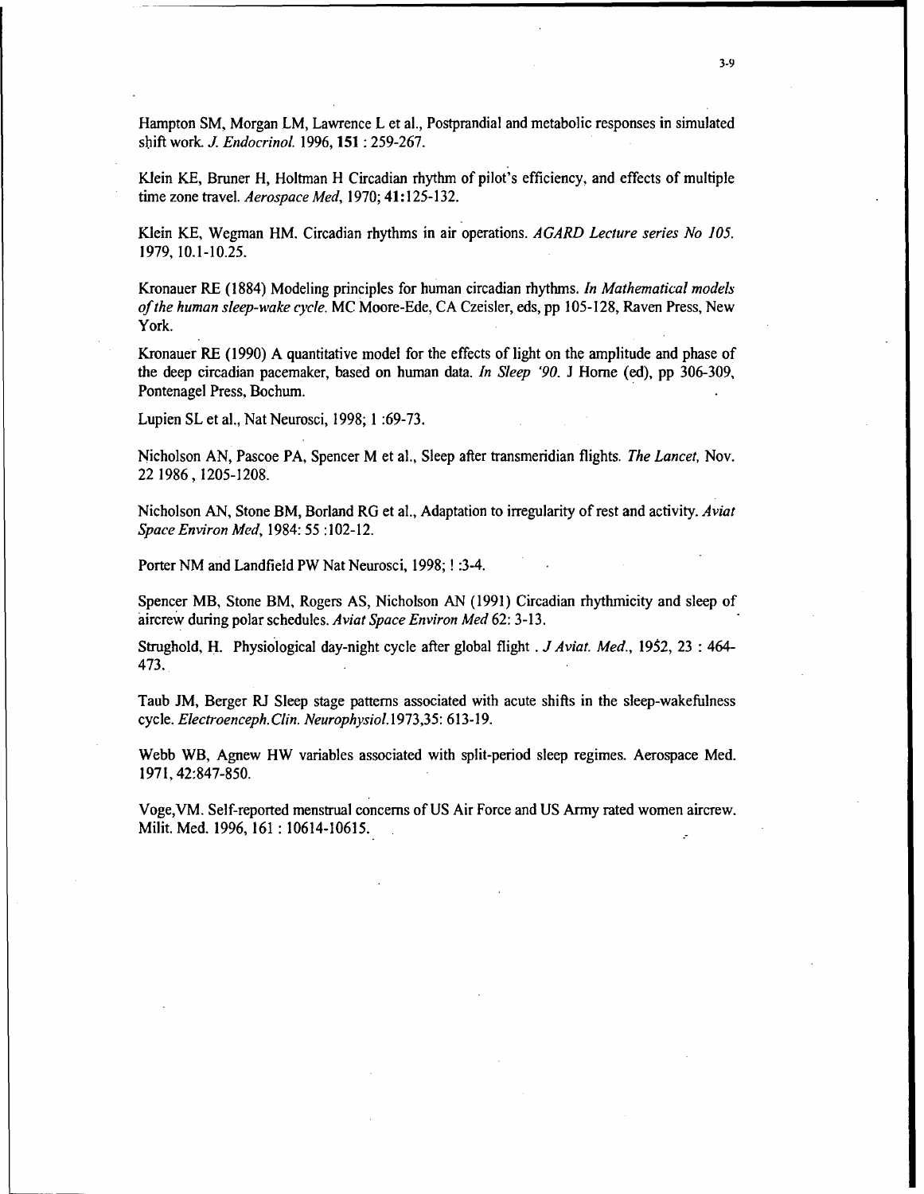Hampton SM, Morgan LM, Lawrence L et al., Postprandial and metabolic responses in simulated shift work. *J. Endocrinol.* 1996, **151** : 259-267.

Klein KE, Bruner H, Holtman H Circadian rhythm of pilot's efficiency, and effects of multiple time zone travel. *Aerospace Med*, 1970; **41**:125-132.

Klein KE, Wegman HM. Circadian rhythms in air operations. *AGARD Lecture series No 105.* 1979, 10.1-10.25.

Kronauer RE (1884) Modeling principles for human circadian rhythms. *In Mathematical models of the human sleep-wake cycle.* MC Moore-Ede, CA Czeisler, eds, pp 105-128, Raven Press, New York.

Kronauer RE (1990) A quantitative model for the effects of light on the amplitude and phase of the deep circadian pacemaker, based on human data. *In Sleep '90.* J Horne (ed), pp 306-309, Pontenagel Press, Bochum.

Lupien SL et al., Nat Neurosci, 1998; 1 :69-73.

Nicholson AN, Pascoe PA, Spencer M et al., Sleep after transmeridian flights. *The Lancet,* Nov. 22 1986 , 1205-1208.

Nicholson AN, Stone BM, Borland RG et al., Adaptation to irregularity of rest and activity. *Aviat Space Environ Med*, 1984: 55 :102-12.

Porter NM and Landfield PW Nat Neurosci, 1998; ! :3-4.

Spencer MB, Stone BM, Rogers AS, Nicholson AN (1991) Circadian rhythmicity and sleep of aircrew during polar schedules. *Aviat Space Environ Med* 62: 3-13.

Strughold, H. Physiological day-night cycle after global flight . *J Aviat. Med.*, 1952, 23 : 464-473.

Taub JM, Berger RJ Sleep stage patterns associated with acute shifts in the sleep-wakefulness cycle. *Electroenceph.Clin. Neurophysiol.*1973,35: 613-19.

Webb WB, Agnew HW variables associated with split-period sleep regimes. Aerospace Med. 1971, 42:847-850.

Voge,VM. Self-reported menstrual concerns of US Air Force and US Army rated women aircrew. Milit. Med. 1996, 161 : 10614-10615.